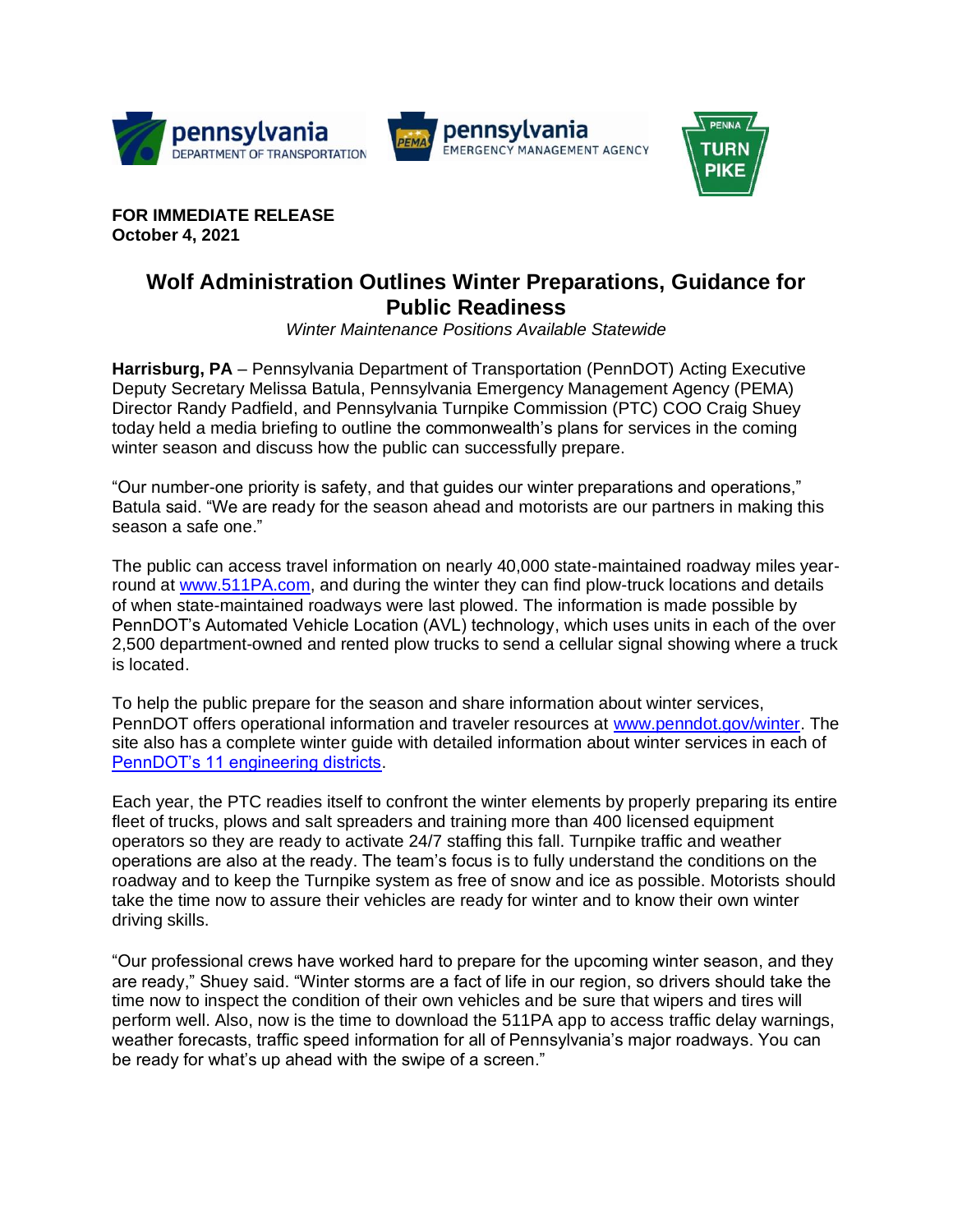**FOR IMMEDIATE RELEASE**
**October 4, 2021**

# Wolf Administration Outlines Winter Preparations, Guidance for Public Readiness

*Winter Maintenance Positions Available Statewide*

**Harrisburg, PA** – Pennsylvania Department of Transportation (PennDOT) Acting Executive Deputy Secretary Melissa Batula, Pennsylvania Emergency Management Agency (PEMA) Director Randy Padfield, and Pennsylvania Turnpike Commission (PTC) COO Craig Shuey today held a media briefing to outline the commonwealth's plans for services in the coming winter season and discuss how the public can successfully prepare.

"Our number-one priority is safety, and that guides our winter preparations and operations," Batula said. "We are ready for the season ahead and motorists are our partners in making this season a safe one."

The public can access travel information on nearly 40,000 state-maintained roadway miles year-round at www.511PA.com, and during the winter they can find plow-truck locations and details of when state-maintained roadways were last plowed. The information is made possible by PennDOT's Automated Vehicle Location (AVL) technology, which uses units in each of the over 2,500 department-owned and rented plow trucks to send a cellular signal showing where a truck is located.

To help the public prepare for the season and share information about winter services, PennDOT offers operational information and traveler resources at www.penndot.gov/winter. The site also has a complete winter guide with detailed information about winter services in each of PennDOT's 11 engineering districts.

Each year, the PTC readies itself to confront the winter elements by properly preparing its entire fleet of trucks, plows and salt spreaders and training more than 400 licensed equipment operators so they are ready to activate 24/7 staffing this fall. Turnpike traffic and weather operations are also at the ready. The team's focus is to fully understand the conditions on the roadway and to keep the Turnpike system as free of snow and ice as possible. Motorists should take the time now to assure their vehicles are ready for winter and to know their own winter driving skills.

"Our professional crews have worked hard to prepare for the upcoming winter season, and they are ready," Shuey said. "Winter storms are a fact of life in our region, so drivers should take the time now to inspect the condition of their own vehicles and be sure that wipers and tires will perform well. Also, now is the time to download the 511PA app to access traffic delay warnings, weather forecasts, traffic speed information for all of Pennsylvania's major roadways. You can be ready for what's up ahead with the swipe of a screen."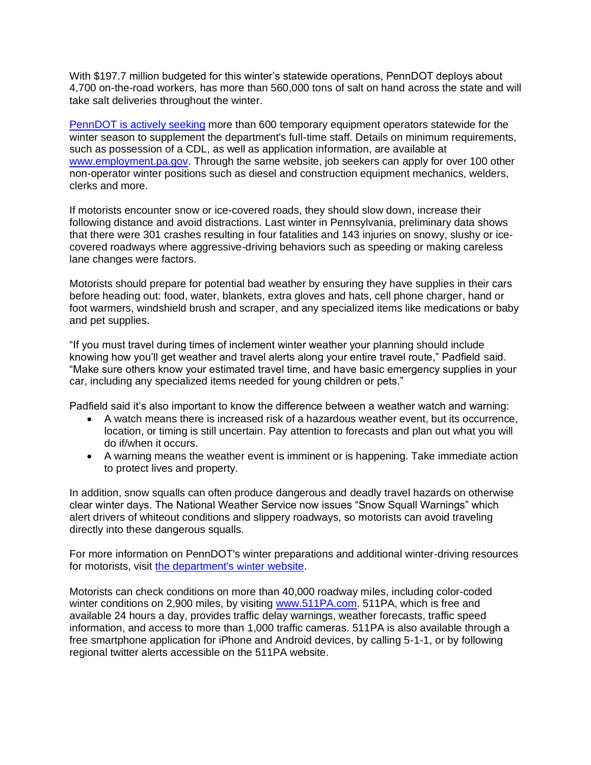With $197.7 million budgeted for this winter's statewide operations, PennDOT deploys about 4,700 on-the-road workers, has more than 560,000 tons of salt on hand across the state and will take salt deliveries throughout the winter.

PennDOT is actively seeking more than 600 temporary equipment operators statewide for the winter season to supplement the department's full-time staff. Details on minimum requirements, such as possession of a CDL, as well as application information, are available at www.employment.pa.gov. Through the same website, job seekers can apply for over 100 other non-operator winter positions such as diesel and construction equipment mechanics, welders, clerks and more.

If motorists encounter snow or ice-covered roads, they should slow down, increase their following distance and avoid distractions. Last winter in Pennsylvania, preliminary data shows that there were 301 crashes resulting in four fatalities and 143 injuries on snowy, slushy or ice-covered roadways where aggressive-driving behaviors such as speeding or making careless lane changes were factors.

Motorists should prepare for potential bad weather by ensuring they have supplies in their cars before heading out: food, water, blankets, extra gloves and hats, cell phone charger, hand or foot warmers, windshield brush and scraper, and any specialized items like medications or baby and pet supplies.

"If you must travel during times of inclement winter weather your planning should include knowing how you'll get weather and travel alerts along your entire travel route," Padfield said. "Make sure others know your estimated travel time, and have basic emergency supplies in your car, including any specialized items needed for young children or pets."

Padfield said it's also important to know the difference between a weather watch and warning:

- A watch means there is increased risk of a hazardous weather event, but its occurrence, location, or timing is still uncertain. Pay attention to forecasts and plan out what you will do if/when it occurs.
- A warning means the weather event is imminent or is happening. Take immediate action to protect lives and property.

In addition, snow squalls can often produce dangerous and deadly travel hazards on otherwise clear winter days. The National Weather Service now issues "Snow Squall Warnings" which alert drivers of whiteout conditions and slippery roadways, so motorists can avoid traveling directly into these dangerous squalls.

For more information on PennDOT's winter preparations and additional winter-driving resources for motorists, visit the department's winter website.

Motorists can check conditions on more than 40,000 roadway miles, including color-coded winter conditions on 2,900 miles, by visiting www.511PA.com. 511PA, which is free and available 24 hours a day, provides traffic delay warnings, weather forecasts, traffic speed information, and access to more than 1,000 traffic cameras. 511PA is also available through a free smartphone application for iPhone and Android devices, by calling 5-1-1, or by following regional twitter alerts accessible on the 511PA website.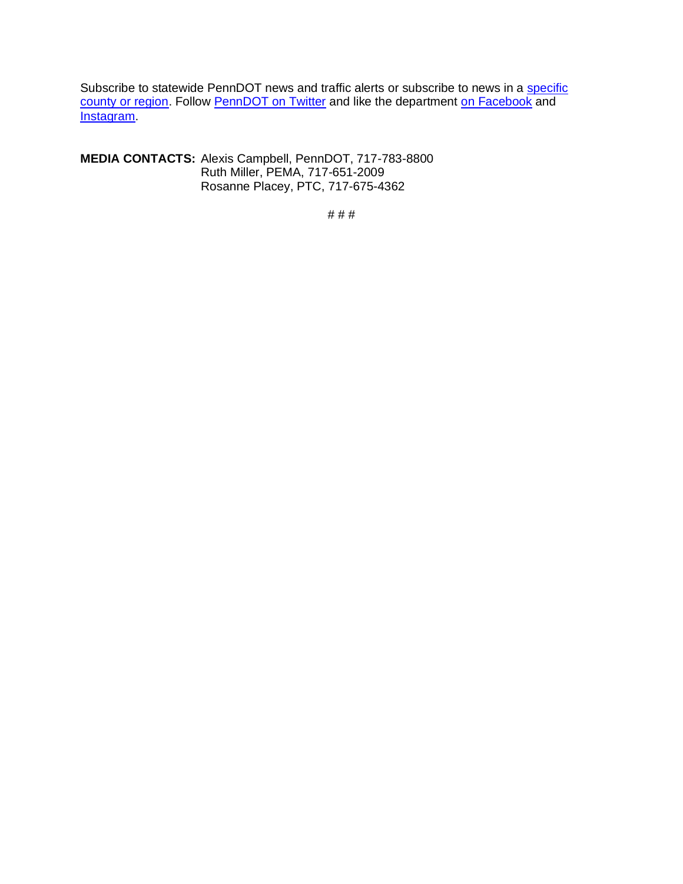Subscribe to statewide PennDOT news and traffic alerts or subscribe to news in a specific county or region. Follow PennDOT on Twitter and like the department on Facebook and Instagram.

**MEDIA CONTACTS:** Alexis Campbell, PennDOT, 717-783-8800
Ruth Miller, PEMA, 717-651-2009
Rosanne Placey, PTC, 717-675-4362

# # #